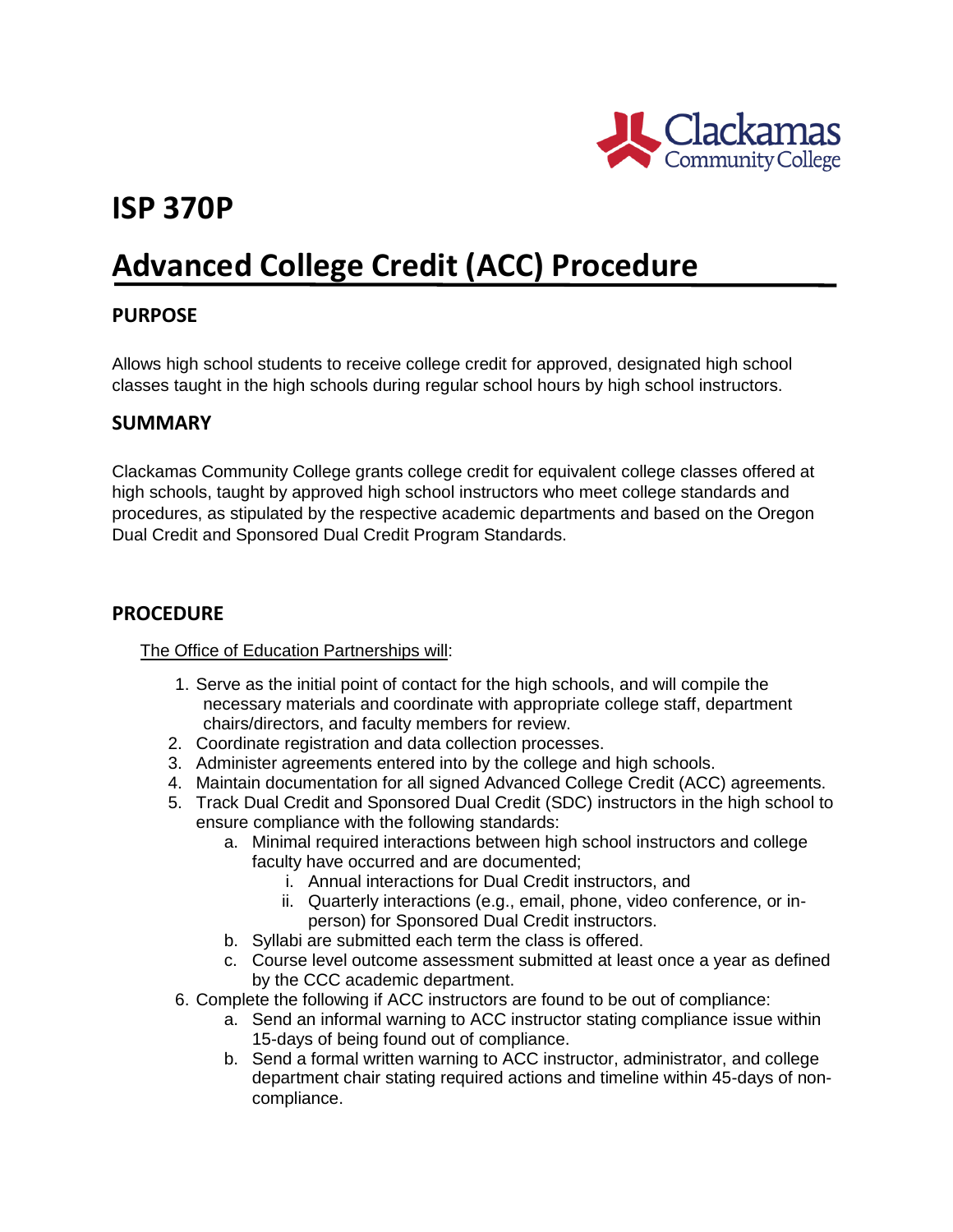# ISP 370P

# Advanced College Credit (ACC) Procedure

## PURPOSE

Allows high school students to receive college credit for approved, designated high school classes taught in the high schools during regular school hours by high school instructors.

## SUMMARY

Clackamas Community College grants college credit for equivalent college classes offered at high schools, taught by approved high school instructors who meet college standards and procedures, as stipulated by the respective academic departments and based on the Oregon Dual Credit and Sponsored Dual Credit Program Standards.

## PROCEDURE

The Office of Education Partnerships will:

1. Serve as the initial point of contact for the high schools, and will compile the necessary materials and coordinate with appropriate college staff, department chairs/directors, and faculty members for review.
2. Coordinate registration and data collection processes.
3. Administer agreements entered into by the college and high schools.
4. Maintain documentation for all signed Advanced College Credit (ACC) agreements.
5. Track Dual Credit and Sponsored Dual Credit (SDC) instructors in the high school to ensure compliance with the following standards:
    a. Minimal required interactions between high school instructors and college faculty have occurred and are documented;
        i. Annual interactions for Dual Credit instructors, and
        ii. Quarterly interactions (e.g., email, phone, video conference, or in-person) for Sponsored Dual Credit instructors.
    b. Syllabi are submitted each term the class is offered.
    c. Course level outcome assessment submitted at least once a year as defined by the CCC academic department.
6. Complete the following if ACC instructors are found to be out of compliance:
    a. Send an informal warning to ACC instructor stating compliance issue within 15-days of being found out of compliance.
    b. Send a formal written warning to ACC instructor, administrator, and college department chair stating required actions and timeline within 45-days of non-compliance.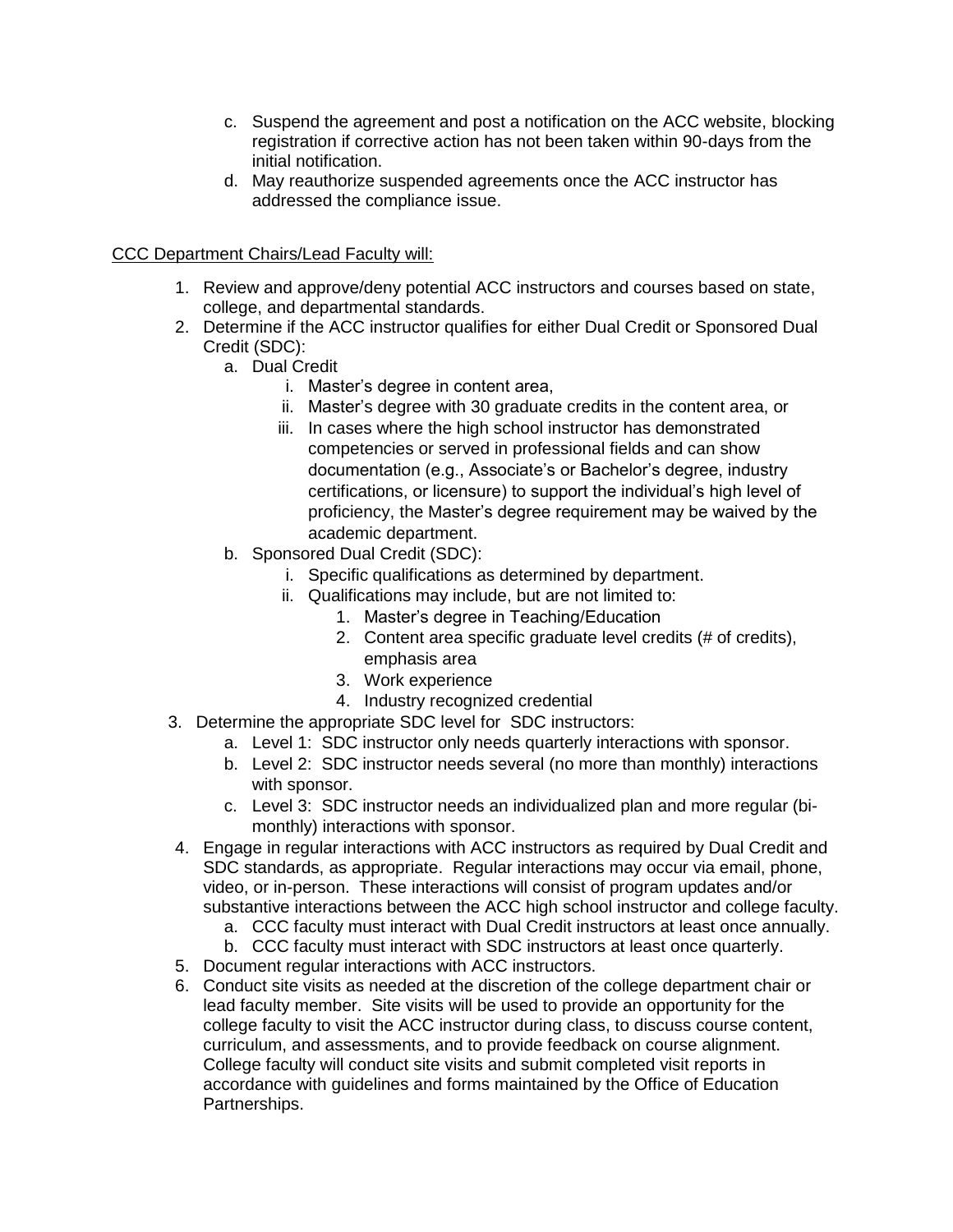c. Suspend the agreement and post a notification on the ACC website, blocking registration if corrective action has not been taken within 90-days from the initial notification.
d. May reauthorize suspended agreements once the ACC instructor has addressed the compliance issue.

<u>CCC Department Chairs/Lead Faculty will:</u>

1. Review and approve/deny potential ACC instructors and courses based on state, college, and departmental standards.
2. Determine if the ACC instructor qualifies for either Dual Credit or Sponsored Dual Credit (SDC):
   a. Dual Credit
      i. Master's degree in content area,
      ii. Master's degree with 30 graduate credits in the content area, or
      iii. In cases where the high school instructor has demonstrated competencies or served in professional fields and can show documentation (e.g., Associate's or Bachelor's degree, industry certifications, or licensure) to support the individual's high level of proficiency, the Master's degree requirement may be waived by the academic department.
   b. Sponsored Dual Credit (SDC):
      i. Specific qualifications as determined by department.
      ii. Qualifications may include, but are not limited to:
         1. Master's degree in Teaching/Education
         2. Content area specific graduate level credits (# of credits), emphasis area
         3. Work experience
         4. Industry recognized credential
3. Determine the appropriate SDC level for SDC instructors:
   a. Level 1: SDC instructor only needs quarterly interactions with sponsor.
   b. Level 2: SDC instructor needs several (no more than monthly) interactions with sponsor.
   c. Level 3: SDC instructor needs an individualized plan and more regular (bi-monthly) interactions with sponsor.
4. Engage in regular interactions with ACC instructors as required by Dual Credit and SDC standards, as appropriate. Regular interactions may occur via email, phone, video, or in-person. These interactions will consist of program updates and/or substantive interactions between the ACC high school instructor and college faculty.
   a. CCC faculty must interact with Dual Credit instructors at least once annually.
   b. CCC faculty must interact with SDC instructors at least once quarterly.
5. Document regular interactions with ACC instructors.
6. Conduct site visits as needed at the discretion of the college department chair or lead faculty member. Site visits will be used to provide an opportunity for the college faculty to visit the ACC instructor during class, to discuss course content, curriculum, and assessments, and to provide feedback on course alignment. College faculty will conduct site visits and submit completed visit reports in accordance with guidelines and forms maintained by the Office of Education Partnerships.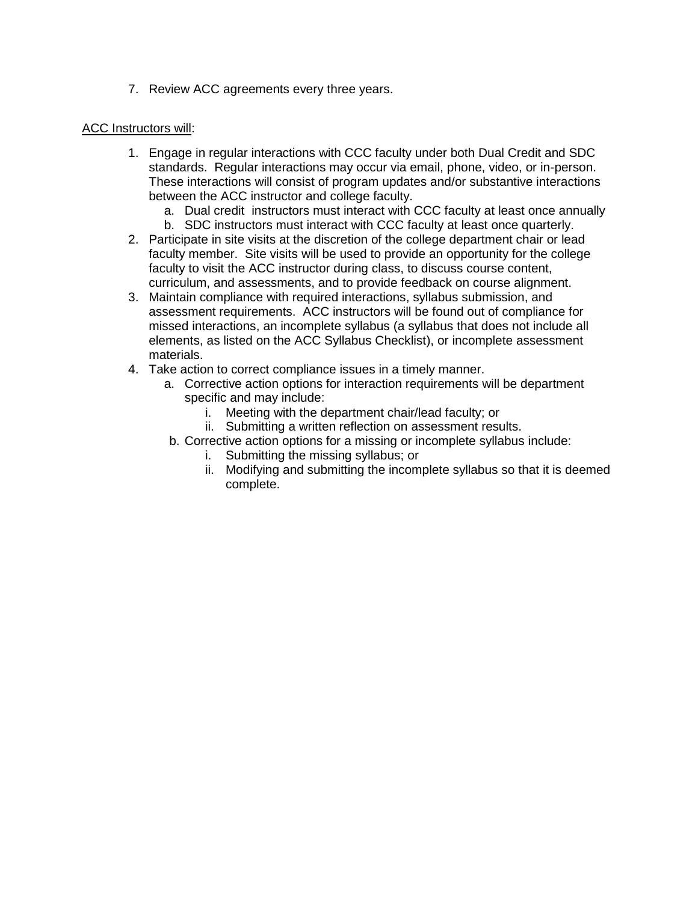7. Review ACC agreements every three years.

<u>ACC Instructors will</u>:

1. Engage in regular interactions with CCC faculty under both Dual Credit and SDC standards. Regular interactions may occur via email, phone, video, or in-person. These interactions will consist of program updates and/or substantive interactions between the ACC instructor and college faculty.
   a. Dual credit instructors must interact with CCC faculty at least once annually
   b. SDC instructors must interact with CCC faculty at least once quarterly.
2. Participate in site visits at the discretion of the college department chair or lead faculty member. Site visits will be used to provide an opportunity for the college faculty to visit the ACC instructor during class, to discuss course content, curriculum, and assessments, and to provide feedback on course alignment.
3. Maintain compliance with required interactions, syllabus submission, and assessment requirements. ACC instructors will be found out of compliance for missed interactions, an incomplete syllabus (a syllabus that does not include all elements, as listed on the ACC Syllabus Checklist), or incomplete assessment materials.
4. Take action to correct compliance issues in a timely manner.
   a. Corrective action options for interaction requirements will be department specific and may include:
      i. Meeting with the department chair/lead faculty; or
      ii. Submitting a written reflection on assessment results.
   b. Corrective action options for a missing or incomplete syllabus include:
      i. Submitting the missing syllabus; or
      ii. Modifying and submitting the incomplete syllabus so that it is deemed complete.